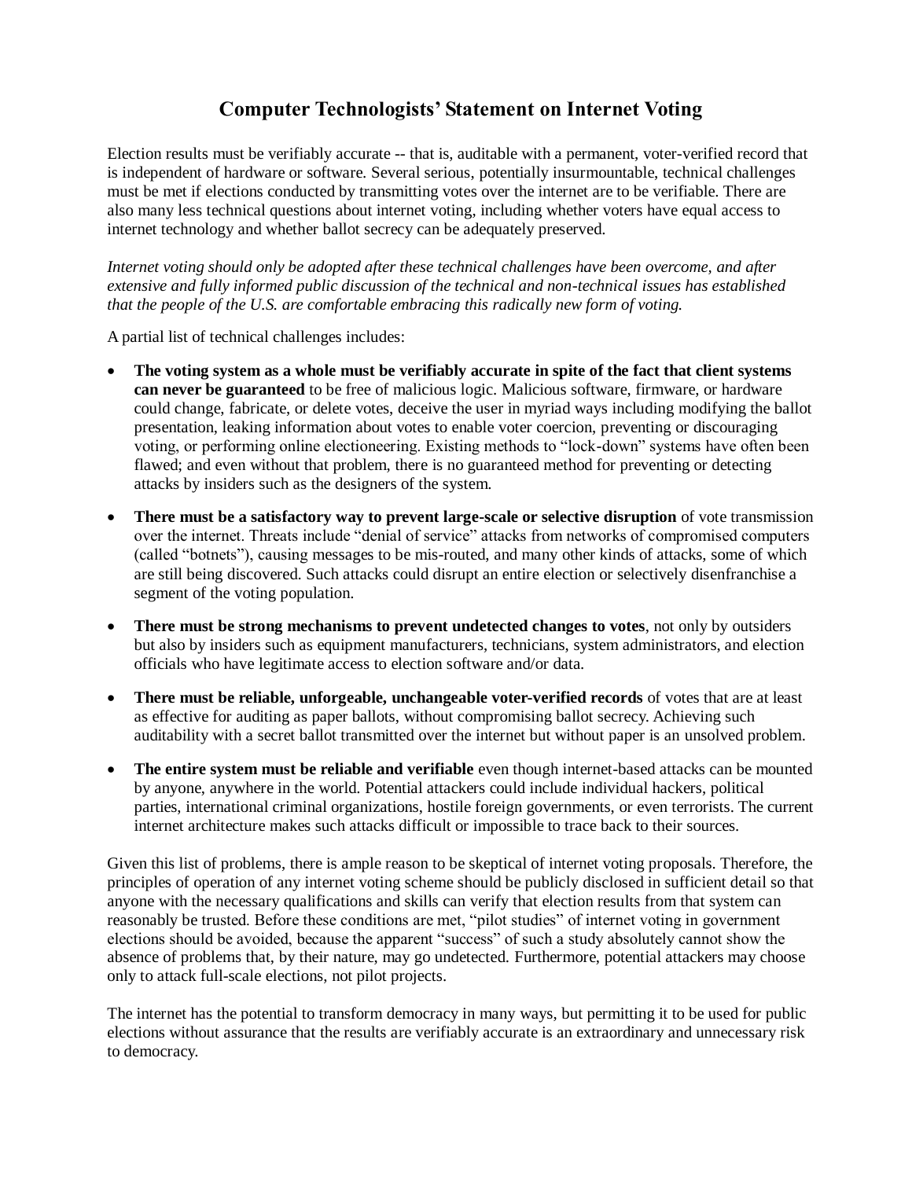# Computer Technologists' Statement on Internet Voting

Election results must be verifiably accurate -- that is, auditable with a permanent, voter-verified record that is independent of hardware or software. Several serious, potentially insurmountable, technical challenges must be met if elections conducted by transmitting votes over the internet are to be verifiable. There are also many less technical questions about internet voting, including whether voters have equal access to internet technology and whether ballot secrecy can be adequately preserved.

*Internet voting should only be adopted after these technical challenges have been overcome, and after extensive and fully informed public discussion of the technical and non-technical issues has established that the people of the U.S. are comfortable embracing this radically new form of voting.*

A partial list of technical challenges includes:

- **The voting system as a whole must be verifiably accurate in spite of the fact that client systems can never be guaranteed** to be free of malicious logic. Malicious software, firmware, or hardware could change, fabricate, or delete votes, deceive the user in myriad ways including modifying the ballot presentation, leaking information about votes to enable voter coercion, preventing or discouraging voting, or performing online electioneering. Existing methods to "lock-down" systems have often been flawed; and even without that problem, there is no guaranteed method for preventing or detecting attacks by insiders such as the designers of the system.
- **There must be a satisfactory way to prevent large-scale or selective disruption** of vote transmission over the internet. Threats include "denial of service" attacks from networks of compromised computers (called "botnets"), causing messages to be mis-routed, and many other kinds of attacks, some of which are still being discovered. Such attacks could disrupt an entire election or selectively disenfranchise a segment of the voting population.
- **There must be strong mechanisms to prevent undetected changes to votes**, not only by outsiders but also by insiders such as equipment manufacturers, technicians, system administrators, and election officials who have legitimate access to election software and/or data.
- **There must be reliable, unforgeable, unchangeable voter-verified records** of votes that are at least as effective for auditing as paper ballots, without compromising ballot secrecy. Achieving such auditability with a secret ballot transmitted over the internet but without paper is an unsolved problem.
- **The entire system must be reliable and verifiable** even though internet-based attacks can be mounted by anyone, anywhere in the world. Potential attackers could include individual hackers, political parties, international criminal organizations, hostile foreign governments, or even terrorists. The current internet architecture makes such attacks difficult or impossible to trace back to their sources.

Given this list of problems, there is ample reason to be skeptical of internet voting proposals. Therefore, the principles of operation of any internet voting scheme should be publicly disclosed in sufficient detail so that anyone with the necessary qualifications and skills can verify that election results from that system can reasonably be trusted. Before these conditions are met, "pilot studies" of internet voting in government elections should be avoided, because the apparent "success" of such a study absolutely cannot show the absence of problems that, by their nature, may go undetected. Furthermore, potential attackers may choose only to attack full-scale elections, not pilot projects.

The internet has the potential to transform democracy in many ways, but permitting it to be used for public elections without assurance that the results are verifiably accurate is an extraordinary and unnecessary risk to democracy.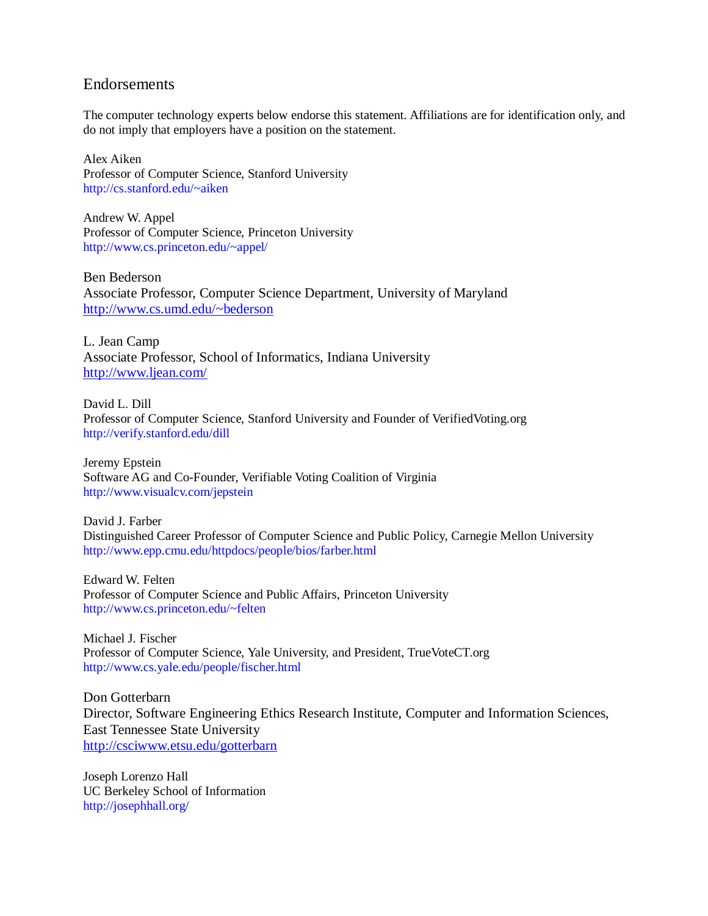## Endorsements

The computer technology experts below endorse this statement. Affiliations are for identification only, and do not imply that employers have a position on the statement.

Alex Aiken
Professor of Computer Science, Stanford University
http://cs.stanford.edu/~aiken

Andrew W. Appel
Professor of Computer Science, Princeton University
http://www.cs.princeton.edu/~appel/

Ben Bederson
Associate Professor, Computer Science Department, University of Maryland
http://www.cs.umd.edu/~bederson

L. Jean Camp
Associate Professor, School of Informatics, Indiana University
http://www.ljean.com/

David L. Dill
Professor of Computer Science, Stanford University and Founder of VerifiedVoting.org
http://verify.stanford.edu/dill

Jeremy Epstein
Software AG and Co-Founder, Verifiable Voting Coalition of Virginia
http://www.visualcv.com/jepstein

David J. Farber
Distinguished Career Professor of Computer Science and Public Policy, Carnegie Mellon University
http://www.epp.cmu.edu/httpdocs/people/bios/farber.html

Edward W. Felten
Professor of Computer Science and Public Affairs, Princeton University
http://www.cs.princeton.edu/~felten

Michael J. Fischer
Professor of Computer Science, Yale University, and President, TrueVoteCT.org
http://www.cs.yale.edu/people/fischer.html

Don Gotterbarn
Director, Software Engineering Ethics Research Institute, Computer and Information Sciences, East Tennessee State University
http://csciwww.etsu.edu/gotterbarn

Joseph Lorenzo Hall
UC Berkeley School of Information
http://josephhall.org/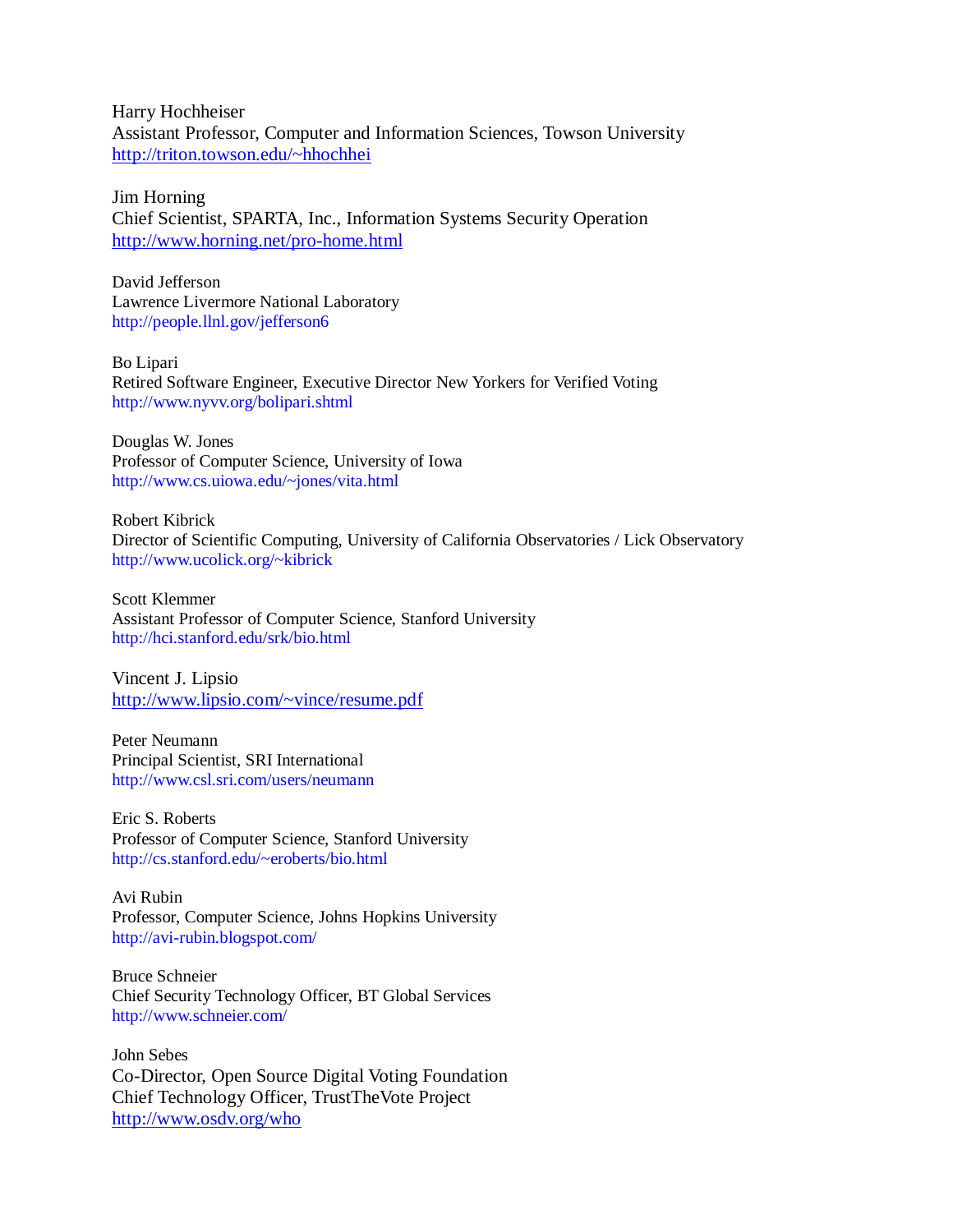Harry Hochheiser
Assistant Professor, Computer and Information Sciences, Towson University
http://triton.towson.edu/~hhochhei

Jim Horning
Chief Scientist, SPARTA, Inc., Information Systems Security Operation
http://www.horning.net/pro-home.html

David Jefferson
Lawrence Livermore National Laboratory
http://people.llnl.gov/jefferson6

Bo Lipari
Retired Software Engineer, Executive Director New Yorkers for Verified Voting
http://www.nyvv.org/bolipari.shtml

Douglas W. Jones
Professor of Computer Science, University of Iowa
http://www.cs.uiowa.edu/~jones/vita.html

Robert Kibrick
Director of Scientific Computing, University of California Observatories / Lick Observatory
http://www.ucolick.org/~kibrick

Scott Klemmer
Assistant Professor of Computer Science, Stanford University
http://hci.stanford.edu/srk/bio.html

Vincent J. Lipsio
http://www.lipsio.com/~vince/resume.pdf

Peter Neumann
Principal Scientist, SRI International
http://www.csl.sri.com/users/neumann

Eric S. Roberts
Professor of Computer Science, Stanford University
http://cs.stanford.edu/~eroberts/bio.html

Avi Rubin
Professor, Computer Science, Johns Hopkins University
http://avi-rubin.blogspot.com/

Bruce Schneier
Chief Security Technology Officer, BT Global Services
http://www.schneier.com/

John Sebes
Co-Director, Open Source Digital Voting Foundation
Chief Technology Officer, TrustTheVote Project
http://www.osdv.org/who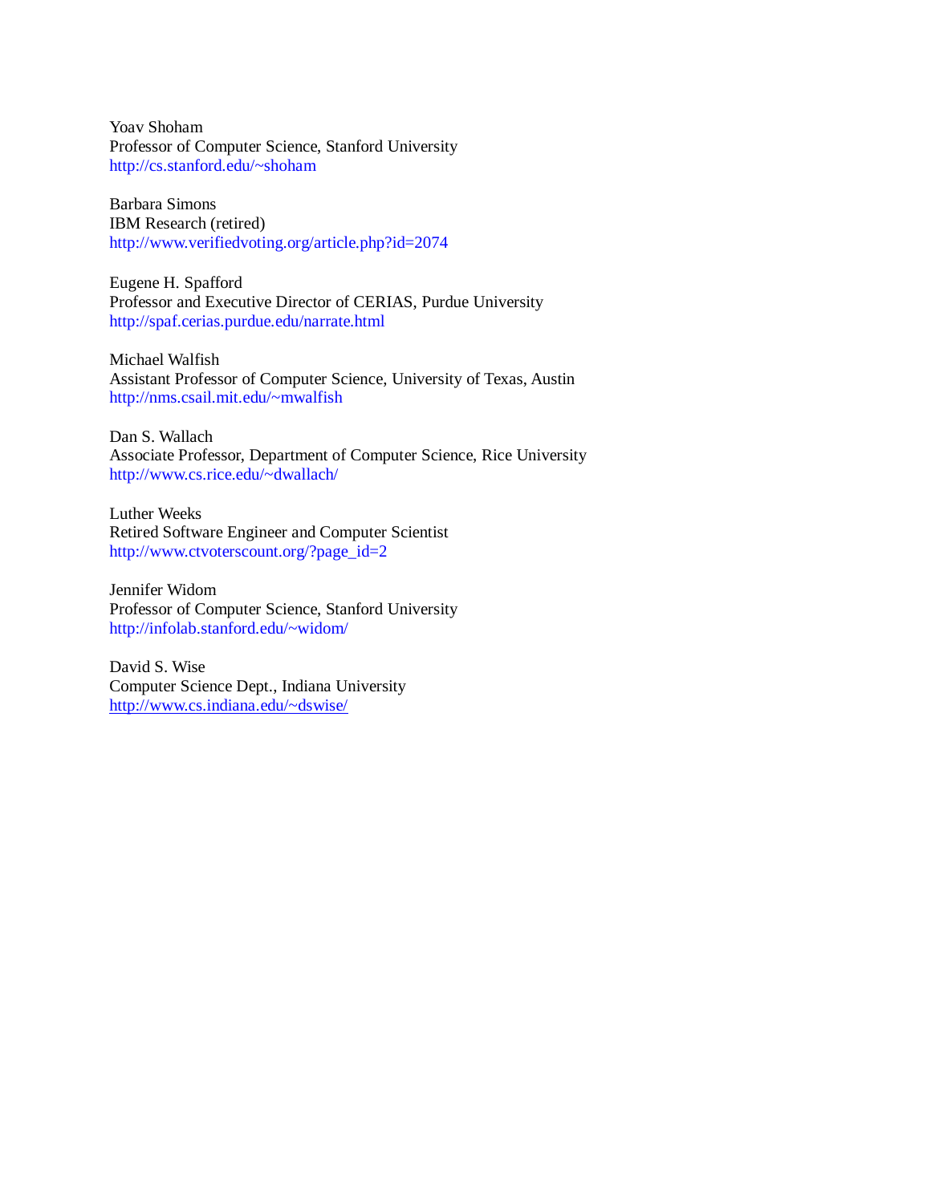Yoav Shoham
Professor of Computer Science, Stanford University
http://cs.stanford.edu/~shoham

Barbara Simons
IBM Research (retired)
http://www.verifiedvoting.org/article.php?id=2074

Eugene H. Spafford
Professor and Executive Director of CERIAS, Purdue University
http://spaf.cerias.purdue.edu/narrate.html

Michael Walfish
Assistant Professor of Computer Science, University of Texas, Austin
http://nms.csail.mit.edu/~mwalfish

Dan S. Wallach
Associate Professor, Department of Computer Science, Rice University
http://www.cs.rice.edu/~dwallach/

Luther Weeks
Retired Software Engineer and Computer Scientist
http://www.ctvoterscount.org/?page_id=2

Jennifer Widom
Professor of Computer Science, Stanford University
http://infolab.stanford.edu/~widom/

David S. Wise
Computer Science Dept., Indiana University
http://www.cs.indiana.edu/~dswise/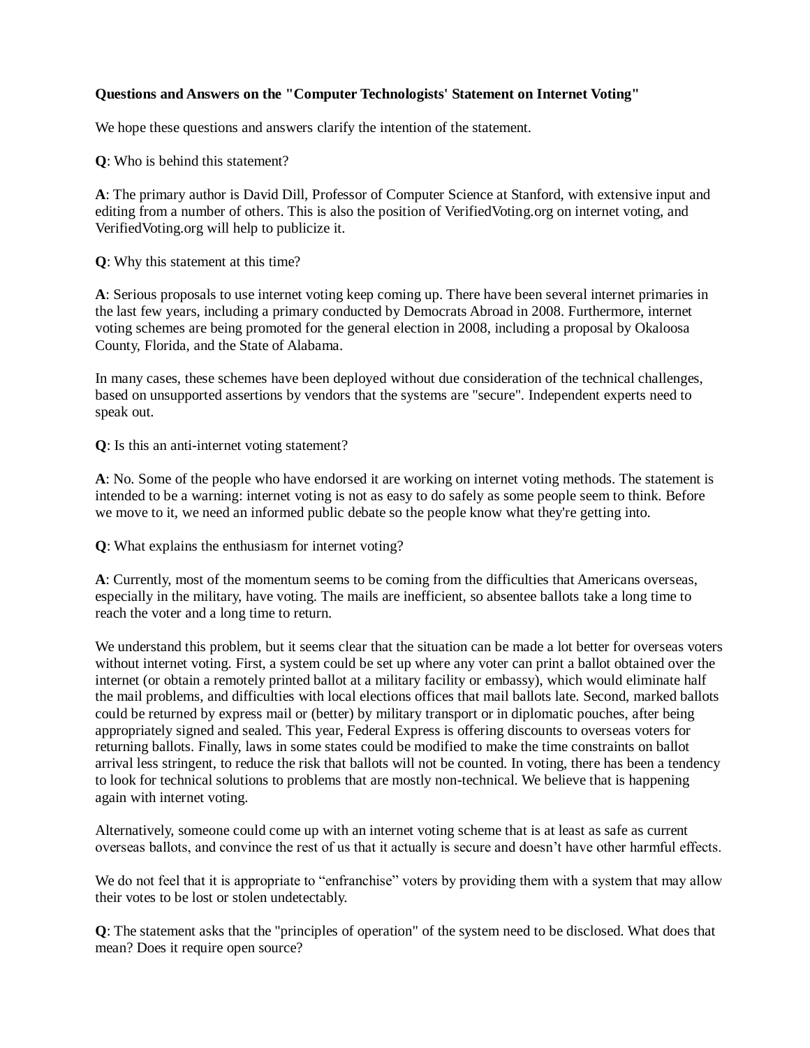**Questions and Answers on the "Computer Technologists' Statement on Internet Voting"**

We hope these questions and answers clarify the intention of the statement.

**Q**: Who is behind this statement?

**A**: The primary author is David Dill, Professor of Computer Science at Stanford, with extensive input and editing from a number of others. This is also the position of VerifiedVoting.org on internet voting, and VerifiedVoting.org will help to publicize it.

**Q**: Why this statement at this time?

**A**: Serious proposals to use internet voting keep coming up. There have been several internet primaries in the last few years, including a primary conducted by Democrats Abroad in 2008. Furthermore, internet voting schemes are being promoted for the general election in 2008, including a proposal by Okaloosa County, Florida, and the State of Alabama.

In many cases, these schemes have been deployed without due consideration of the technical challenges, based on unsupported assertions by vendors that the systems are "secure". Independent experts need to speak out.

**Q**: Is this an anti-internet voting statement?

**A**: No. Some of the people who have endorsed it are working on internet voting methods. The statement is intended to be a warning: internet voting is not as easy to do safely as some people seem to think. Before we move to it, we need an informed public debate so the people know what they're getting into.

**Q**: What explains the enthusiasm for internet voting?

**A**: Currently, most of the momentum seems to be coming from the difficulties that Americans overseas, especially in the military, have voting. The mails are inefficient, so absentee ballots take a long time to reach the voter and a long time to return.

We understand this problem, but it seems clear that the situation can be made a lot better for overseas voters without internet voting. First, a system could be set up where any voter can print a ballot obtained over the internet (or obtain a remotely printed ballot at a military facility or embassy), which would eliminate half the mail problems, and difficulties with local elections offices that mail ballots late. Second, marked ballots could be returned by express mail or (better) by military transport or in diplomatic pouches, after being appropriately signed and sealed. This year, Federal Express is offering discounts to overseas voters for returning ballots. Finally, laws in some states could be modified to make the time constraints on ballot arrival less stringent, to reduce the risk that ballots will not be counted. In voting, there has been a tendency to look for technical solutions to problems that are mostly non-technical. We believe that is happening again with internet voting.

Alternatively, someone could come up with an internet voting scheme that is at least as safe as current overseas ballots, and convince the rest of us that it actually is secure and doesn't have other harmful effects.

We do not feel that it is appropriate to "enfranchise" voters by providing them with a system that may allow their votes to be lost or stolen undetectably.

**Q**: The statement asks that the "principles of operation" of the system need to be disclosed. What does that mean? Does it require open source?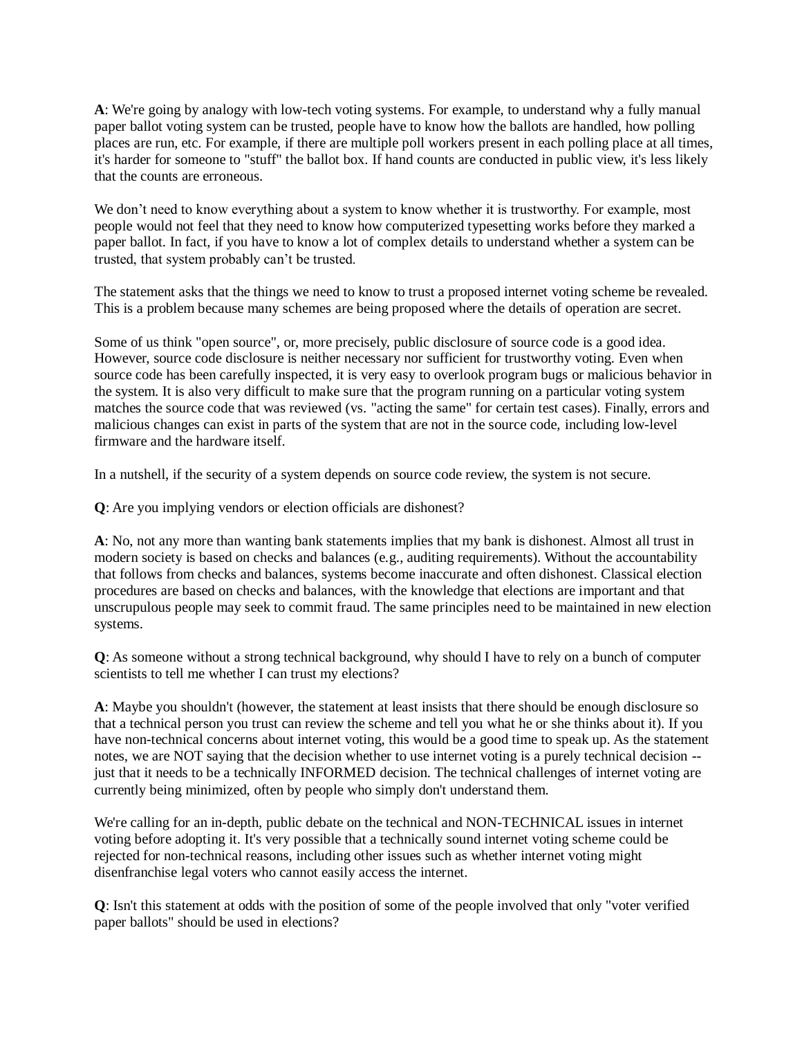**A**: We're going by analogy with low-tech voting systems. For example, to understand why a fully manual paper ballot voting system can be trusted, people have to know how the ballots are handled, how polling places are run, etc. For example, if there are multiple poll workers present in each polling place at all times, it's harder for someone to "stuff" the ballot box. If hand counts are conducted in public view, it's less likely that the counts are erroneous.

We don't need to know everything about a system to know whether it is trustworthy. For example, most people would not feel that they need to know how computerized typesetting works before they marked a paper ballot. In fact, if you have to know a lot of complex details to understand whether a system can be trusted, that system probably can't be trusted.

The statement asks that the things we need to know to trust a proposed internet voting scheme be revealed. This is a problem because many schemes are being proposed where the details of operation are secret.

Some of us think "open source", or, more precisely, public disclosure of source code is a good idea. However, source code disclosure is neither necessary nor sufficient for trustworthy voting. Even when source code has been carefully inspected, it is very easy to overlook program bugs or malicious behavior in the system. It is also very difficult to make sure that the program running on a particular voting system matches the source code that was reviewed (vs. "acting the same" for certain test cases). Finally, errors and malicious changes can exist in parts of the system that are not in the source code, including low-level firmware and the hardware itself.

In a nutshell, if the security of a system depends on source code review, the system is not secure.

**Q**: Are you implying vendors or election officials are dishonest?

**A**: No, not any more than wanting bank statements implies that my bank is dishonest. Almost all trust in modern society is based on checks and balances (e.g., auditing requirements). Without the accountability that follows from checks and balances, systems become inaccurate and often dishonest. Classical election procedures are based on checks and balances, with the knowledge that elections are important and that unscrupulous people may seek to commit fraud. The same principles need to be maintained in new election systems.

**Q**: As someone without a strong technical background, why should I have to rely on a bunch of computer scientists to tell me whether I can trust my elections?

**A**: Maybe you shouldn't (however, the statement at least insists that there should be enough disclosure so that a technical person you trust can review the scheme and tell you what he or she thinks about it). If you have non-technical concerns about internet voting, this would be a good time to speak up. As the statement notes, we are NOT saying that the decision whether to use internet voting is a purely technical decision -- just that it needs to be a technically INFORMED decision. The technical challenges of internet voting are currently being minimized, often by people who simply don't understand them.

We're calling for an in-depth, public debate on the technical and NON-TECHNICAL issues in internet voting before adopting it. It's very possible that a technically sound internet voting scheme could be rejected for non-technical reasons, including other issues such as whether internet voting might disenfranchise legal voters who cannot easily access the internet.

**Q**: Isn't this statement at odds with the position of some of the people involved that only "voter verified paper ballots" should be used in elections?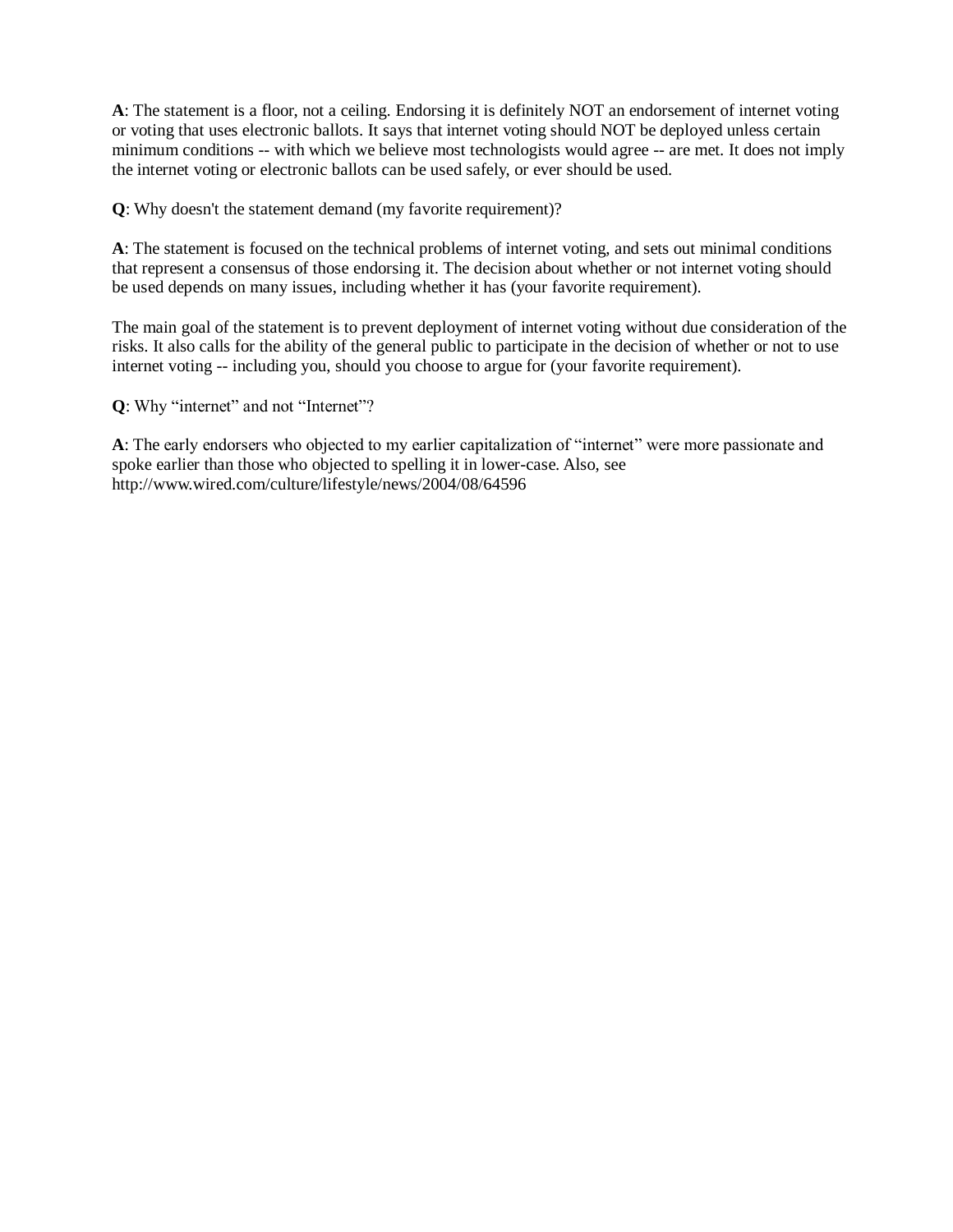**A**: The statement is a floor, not a ceiling. Endorsing it is definitely NOT an endorsement of internet voting or voting that uses electronic ballots. It says that internet voting should NOT be deployed unless certain minimum conditions -- with which we believe most technologists would agree -- are met. It does not imply the internet voting or electronic ballots can be used safely, or ever should be used.

**Q**: Why doesn't the statement demand (my favorite requirement)?

**A**: The statement is focused on the technical problems of internet voting, and sets out minimal conditions that represent a consensus of those endorsing it. The decision about whether or not internet voting should be used depends on many issues, including whether it has (your favorite requirement).

The main goal of the statement is to prevent deployment of internet voting without due consideration of the risks. It also calls for the ability of the general public to participate in the decision of whether or not to use internet voting -- including you, should you choose to argue for (your favorite requirement).

**Q**: Why "internet" and not "Internet"?

**A**: The early endorsers who objected to my earlier capitalization of "internet" were more passionate and spoke earlier than those who objected to spelling it in lower-case. Also, see http://www.wired.com/culture/lifestyle/news/2004/08/64596